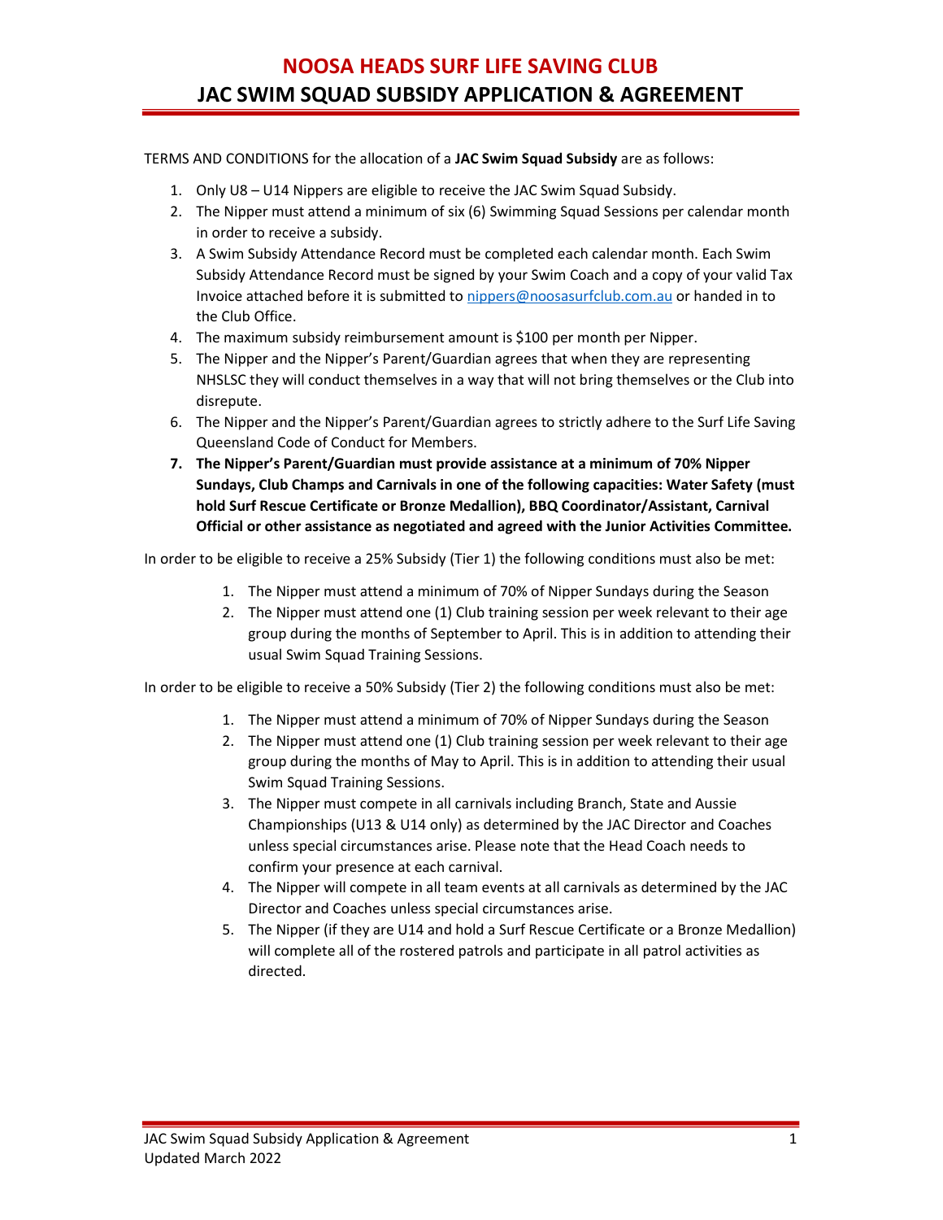# NOOSA HEADS SURF LIFE SAVING CLUB
## JAC SWIM SQUAD SUBSIDY APPLICATION & AGREEMENT

TERMS AND CONDITIONS for the allocation of a **JAC Swim Squad Subsidy** are as follows:

1. Only U8 – U14 Nippers are eligible to receive the JAC Swim Squad Subsidy.
2. The Nipper must attend a minimum of six (6) Swimming Squad Sessions per calendar month in order to receive a subsidy.
3. A Swim Subsidy Attendance Record must be completed each calendar month. Each Swim Subsidy Attendance Record must be signed by your Swim Coach and a copy of your valid Tax Invoice attached before it is submitted to nippers@noosasurfclub.com.au or handed in to the Club Office.
4. The maximum subsidy reimbursement amount is $100 per month per Nipper.
5. The Nipper and the Nipper's Parent/Guardian agrees that when they are representing NHSLSC they will conduct themselves in a way that will not bring themselves or the Club into disrepute.
6. The Nipper and the Nipper's Parent/Guardian agrees to strictly adhere to the Surf Life Saving Queensland Code of Conduct for Members.
7. **The Nipper's Parent/Guardian must provide assistance at a minimum of 70% Nipper Sundays, Club Champs and Carnivals in one of the following capacities: Water Safety (must hold Surf Rescue Certificate or Bronze Medallion), BBQ Coordinator/Assistant, Carnival Official or other assistance as negotiated and agreed with the Junior Activities Committee.**

In order to be eligible to receive a 25% Subsidy (Tier 1) the following conditions must also be met:

1. The Nipper must attend a minimum of 70% of Nipper Sundays during the Season
2. The Nipper must attend one (1) Club training session per week relevant to their age group during the months of September to April. This is in addition to attending their usual Swim Squad Training Sessions.

In order to be eligible to receive a 50% Subsidy (Tier 2) the following conditions must also be met:

1. The Nipper must attend a minimum of 70% of Nipper Sundays during the Season
2. The Nipper must attend one (1) Club training session per week relevant to their age group during the months of May to April. This is in addition to attending their usual Swim Squad Training Sessions.
3. The Nipper must compete in all carnivals including Branch, State and Aussie Championships (U13 & U14 only) as determined by the JAC Director and Coaches unless special circumstances arise. Please note that the Head Coach needs to confirm your presence at each carnival.
4. The Nipper will compete in all team events at all carnivals as determined by the JAC Director and Coaches unless special circumstances arise.
5. The Nipper (if they are U14 and hold a Surf Rescue Certificate or a Bronze Medallion) will complete all of the rostered patrols and participate in all patrol activities as directed.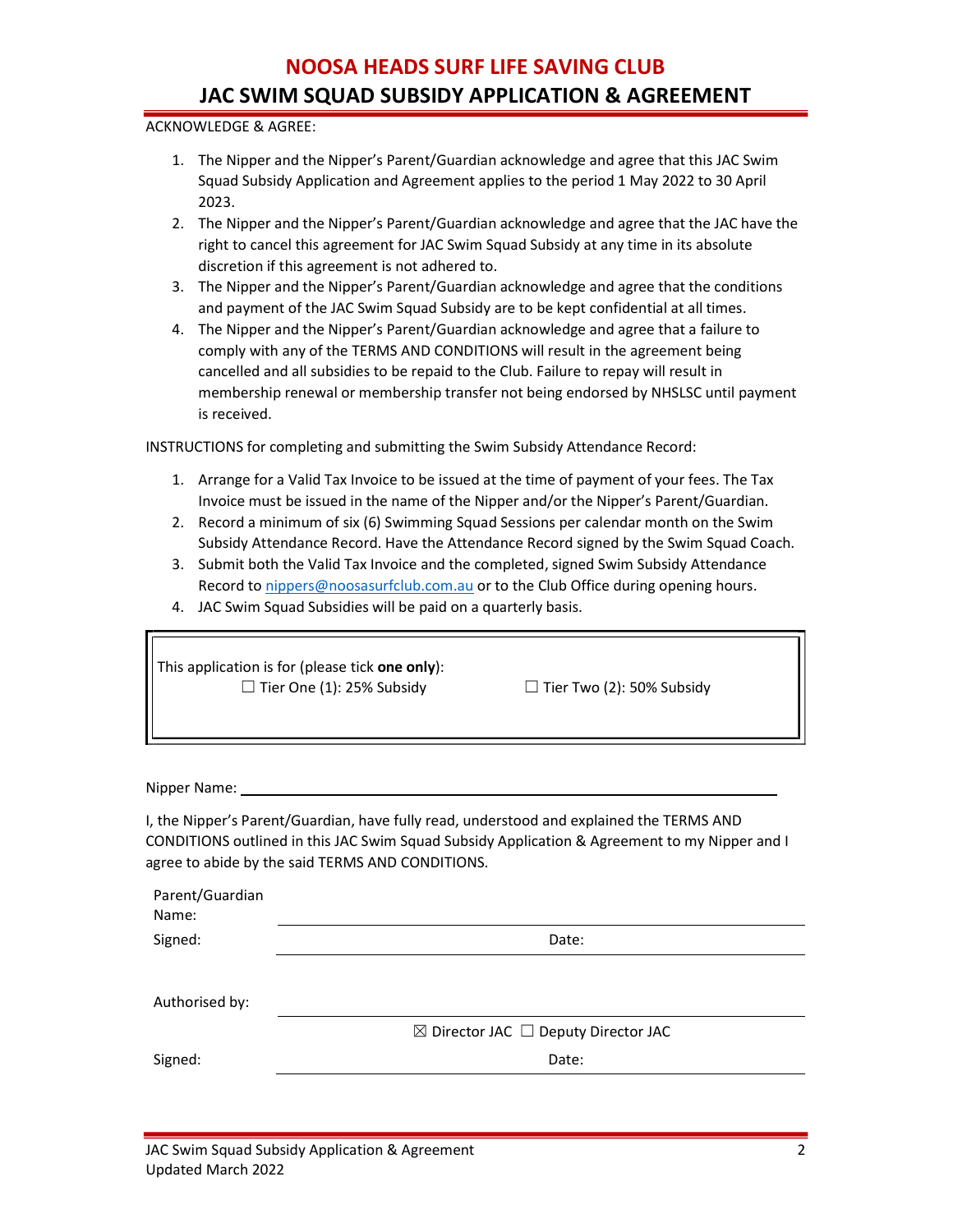# NOOSA HEADS SURF LIFE SAVING CLUB

## JAC SWIM SQUAD SUBSIDY APPLICATION & AGREEMENT

ACKNOWLEDGE & AGREE:

1. The Nipper and the Nipper's Parent/Guardian acknowledge and agree that this JAC Swim Squad Subsidy Application and Agreement applies to the period 1 May 2022 to 30 April 2023.
2. The Nipper and the Nipper's Parent/Guardian acknowledge and agree that the JAC have the right to cancel this agreement for JAC Swim Squad Subsidy at any time in its absolute discretion if this agreement is not adhered to.
3. The Nipper and the Nipper's Parent/Guardian acknowledge and agree that the conditions and payment of the JAC Swim Squad Subsidy are to be kept confidential at all times.
4. The Nipper and the Nipper's Parent/Guardian acknowledge and agree that a failure to comply with any of the TERMS AND CONDITIONS will result in the agreement being cancelled and all subsidies to be repaid to the Club. Failure to repay will result in membership renewal or membership transfer not being endorsed by NHSLSC until payment is received.

INSTRUCTIONS for completing and submitting the Swim Subsidy Attendance Record:

1. Arrange for a Valid Tax Invoice to be issued at the time of payment of your fees. The Tax Invoice must be issued in the name of the Nipper and/or the Nipper's Parent/Guardian.
2. Record a minimum of six (6) Swimming Squad Sessions per calendar month on the Swim Subsidy Attendance Record. Have the Attendance Record signed by the Swim Squad Coach.
3. Submit both the Valid Tax Invoice and the completed, signed Swim Subsidy Attendance Record to nippers@noosasurfclub.com.au or to the Club Office during opening hours.
4. JAC Swim Squad Subsidies will be paid on a quarterly basis.

This application is for (please tick **one only**):

☐ Tier One (1): 25% Subsidy ☐ Tier Two (2): 50% Subsidy

Nipper Name: ______________________________________________

I, the Nipper's Parent/Guardian, have fully read, understood and explained the TERMS AND CONDITIONS outlined in this JAC Swim Squad Subsidy Application & Agreement to my Nipper and I agree to abide by the said TERMS AND CONDITIONS.

Parent/Guardian Name: ______________________________________________

Signed: ______________________ Date: ______________________

Authorised by: ______________________________________________

☒ Director JAC ☐ Deputy Director JAC

Signed: ______________________ Date: ______________________

JAC Swim Squad Subsidy Application & Agreement
Updated March 2022